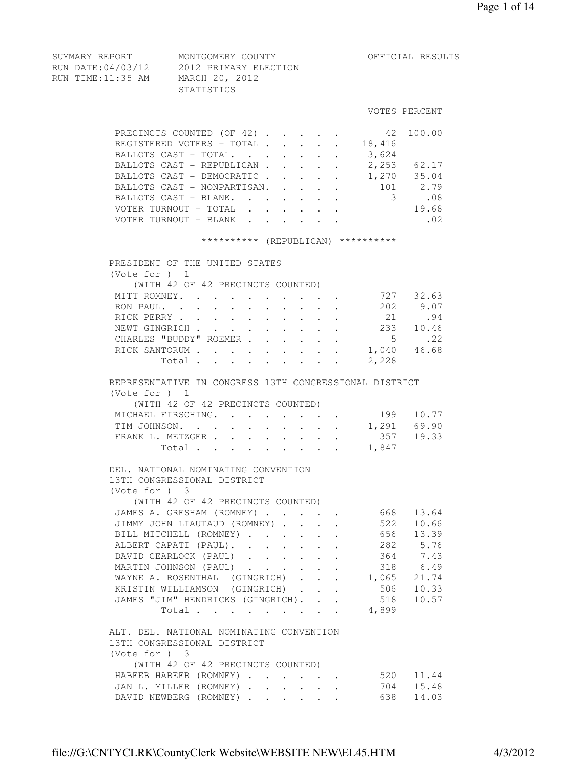SUMMARY REPORT — MONTGOMERY COUNTY — OFFICIAL RESULTS

RUN DATE:04/03/12 — 2012 PRIMARY ELECTION

RUN TIME:11:35 AM — MARCH 20, 2012

STATISTICS

| | VOTES | PERCENT |
|---|---|---|
| PRECINCTS COUNTED (OF 42) | 42 | 100.00 |
| REGISTERED VOTERS - TOTAL | 18,416 | |
| BALLOTS CAST - TOTAL. | 3,624 | |
| BALLOTS CAST - REPUBLICAN | 2,253 | 62.17 |
| BALLOTS CAST - DEMOCRATIC | 1,270 | 35.04 |
| BALLOTS CAST - NONPARTISAN. | 101 | 2.79 |
| BALLOTS CAST - BLANK. | 3 | .08 |
| VOTER TURNOUT - TOTAL | | 19.68 |
| VOTER TURNOUT - BLANK | | .02 |

********** (REPUBLICAN) **********

PRESIDENT OF THE UNITED STATES
(Vote for ) 1
(WITH 42 OF 42 PRECINCTS COUNTED)

| | VOTES | PERCENT |
|---|---|---|
| MITT ROMNEY. | 727 | 32.63 |
| RON PAUL. | 202 | 9.07 |
| RICK PERRY | 21 | .94 |
| NEWT GINGRICH | 233 | 10.46 |
| CHARLES "BUDDY" ROEMER | 5 | .22 |
| RICK SANTORUM | 1,040 | 46.68 |
| Total | 2,228 | |

REPRESENTATIVE IN CONGRESS 13TH CONGRESSIONAL DISTRICT
(Vote for ) 1
(WITH 42 OF 42 PRECINCTS COUNTED)

| | VOTES | PERCENT |
|---|---|---|
| MICHAEL FIRSCHING. | 199 | 10.77 |
| TIM JOHNSON. | 1,291 | 69.90 |
| FRANK L. METZGER | 357 | 19.33 |
| Total | 1,847 | |

DEL. NATIONAL NOMINATING CONVENTION
13TH CONGRESSIONAL DISTRICT
(Vote for ) 3
(WITH 42 OF 42 PRECINCTS COUNTED)

| | VOTES | PERCENT |
|---|---|---|
| JAMES A. GRESHAM (ROMNEY) | 668 | 13.64 |
| JIMMY JOHN LIAUTAUD (ROMNEY) | 522 | 10.66 |
| BILL MITCHELL (ROMNEY) | 656 | 13.39 |
| ALBERT CAPATI (PAUL). | 282 | 5.76 |
| DAVID CEARLOCK (PAUL) | 364 | 7.43 |
| MARTIN JOHNSON (PAUL) | 318 | 6.49 |
| WAYNE A. ROSENTHAL (GINGRICH) | 1,065 | 21.74 |
| KRISTIN WILLIAMSON (GINGRICH) | 506 | 10.33 |
| JAMES "JIM" HENDRICKS (GINGRICH). | 518 | 10.57 |
| Total | 4,899 | |

ALT. DEL. NATIONAL NOMINATING CONVENTION
13TH CONGRESSIONAL DISTRICT
(Vote for ) 3
(WITH 42 OF 42 PRECINCTS COUNTED)

| | VOTES | PERCENT |
|---|---|---|
| HABEEB HABEEB (ROMNEY) | 520 | 11.44 |
| JAN L. MILLER (ROMNEY) | 704 | 15.48 |
| DAVID NEWBERG (ROMNEY) | 638 | 14.03 |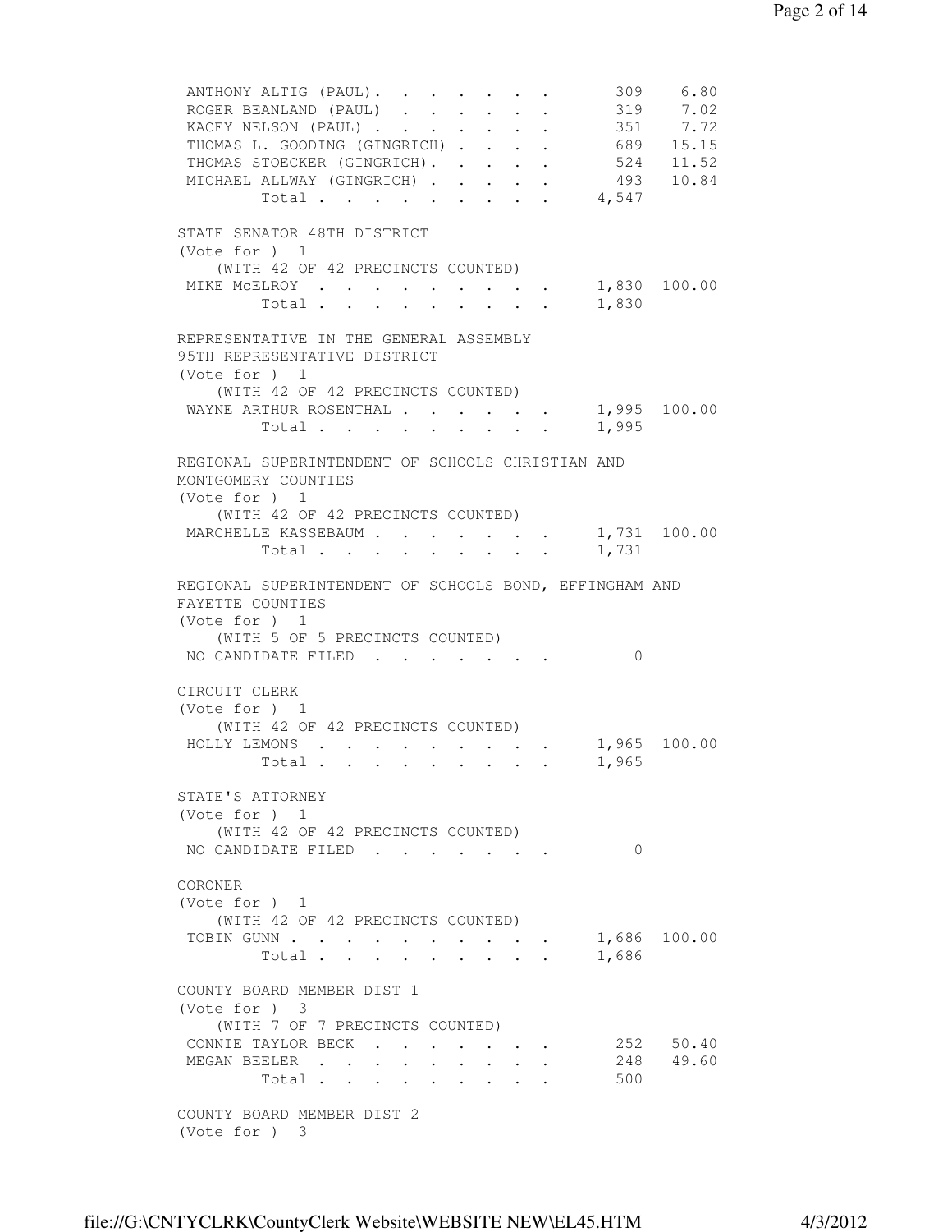| | | |
|---|---|---|
| ANTHONY ALTIG (PAUL) | 309 | 6.80 |
| ROGER BEANLAND (PAUL) | 319 | 7.02 |
| KACEY NELSON (PAUL) | 351 | 7.72 |
| THOMAS L. GOODING (GINGRICH) | 689 | 15.15 |
| THOMAS STOECKER (GINGRICH) | 524 | 11.52 |
| MICHAEL ALLWAY (GINGRICH) | 493 | 10.84 |
| Total | 4,547 | |

STATE SENATOR 48TH DISTRICT
(Vote for ) 1
(WITH 42 OF 42 PRECINCTS COUNTED)

| | | |
|---|---|---|
| MIKE McELROY | 1,830 | 100.00 |
| Total | 1,830 | |

REPRESENTATIVE IN THE GENERAL ASSEMBLY
95TH REPRESENTATIVE DISTRICT
(Vote for ) 1
(WITH 42 OF 42 PRECINCTS COUNTED)

| | | |
|---|---|---|
| WAYNE ARTHUR ROSENTHAL | 1,995 | 100.00 |
| Total | 1,995 | |

REGIONAL SUPERINTENDENT OF SCHOOLS CHRISTIAN AND MONTGOMERY COUNTIES
(Vote for ) 1
(WITH 42 OF 42 PRECINCTS COUNTED)

| | | |
|---|---|---|
| MARCHELLE KASSEBAUM | 1,731 | 100.00 |
| Total | 1,731 | |

REGIONAL SUPERINTENDENT OF SCHOOLS BOND, EFFINGHAM AND FAYETTE COUNTIES
(Vote for ) 1
(WITH 5 OF 5 PRECINCTS COUNTED)

| | | |
|---|---|---|
| NO CANDIDATE FILED | 0 | |

CIRCUIT CLERK
(Vote for ) 1
(WITH 42 OF 42 PRECINCTS COUNTED)

| | | |
|---|---|---|
| HOLLY LEMONS | 1,965 | 100.00 |
| Total | 1,965 | |

STATE'S ATTORNEY
(Vote for ) 1
(WITH 42 OF 42 PRECINCTS COUNTED)

| | | |
|---|---|---|
| NO CANDIDATE FILED | 0 | |

CORONER
(Vote for ) 1
(WITH 42 OF 42 PRECINCTS COUNTED)

| | | |
|---|---|---|
| TOBIN GUNN | 1,686 | 100.00 |
| Total | 1,686 | |

COUNTY BOARD MEMBER DIST 1
(Vote for ) 3
(WITH 7 OF 7 PRECINCTS COUNTED)

| | | |
|---|---|---|
| CONNIE TAYLOR BECK | 252 | 50.40 |
| MEGAN BEELER | 248 | 49.60 |
| Total | 500 | |

COUNTY BOARD MEMBER DIST 2
(Vote for ) 3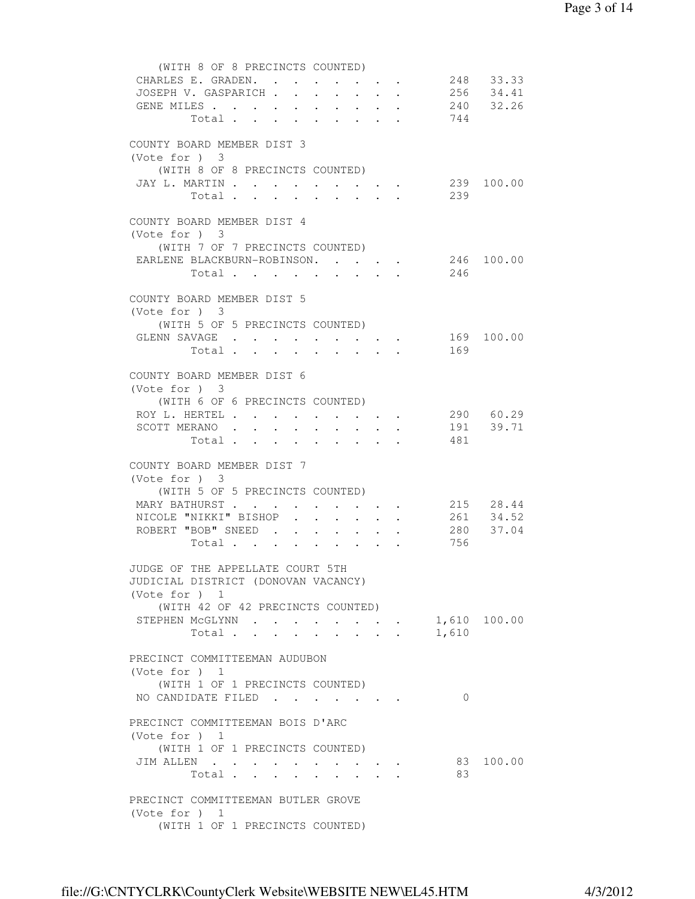(WITH 8 OF 8 PRECINCTS COUNTED)

| | | |
|---|---|---|
| CHARLES E. GRADEN. | 248 | 33.33 |
| JOSEPH V. GASPARICH | 256 | 34.41 |
| GENE MILES | 240 | 32.26 |
| Total | 744 | |

COUNTY BOARD MEMBER DIST 3
(Vote for ) 3
(WITH 8 OF 8 PRECINCTS COUNTED)

| | | |
|---|---|---|
| JAY L. MARTIN | 239 | 100.00 |
| Total | 239 | |

COUNTY BOARD MEMBER DIST 4
(Vote for ) 3
(WITH 7 OF 7 PRECINCTS COUNTED)

| | | |
|---|---|---|
| EARLENE BLACKBURN-ROBINSON. | 246 | 100.00 |
| Total | 246 | |

COUNTY BOARD MEMBER DIST 5
(Vote for ) 3
(WITH 5 OF 5 PRECINCTS COUNTED)

| | | |
|---|---|---|
| GLENN SAVAGE | 169 | 100.00 |
| Total | 169 | |

COUNTY BOARD MEMBER DIST 6
(Vote for ) 3
(WITH 6 OF 6 PRECINCTS COUNTED)

| | | |
|---|---|---|
| ROY L. HERTEL | 290 | 60.29 |
| SCOTT MERANO | 191 | 39.71 |
| Total | 481 | |

COUNTY BOARD MEMBER DIST 7
(Vote for ) 3
(WITH 5 OF 5 PRECINCTS COUNTED)

| | | |
|---|---|---|
| MARY BATHURST | 215 | 28.44 |
| NICOLE "NIKKI" BISHOP | 261 | 34.52 |
| ROBERT "BOB" SNEED | 280 | 37.04 |
| Total | 756 | |

JUDGE OF THE APPELLATE COURT 5TH
JUDICIAL DISTRICT (DONOVAN VACANCY)
(Vote for ) 1
(WITH 42 OF 42 PRECINCTS COUNTED)

| | | |
|---|---|---|
| STEPHEN McGLYNN | 1,610 | 100.00 |
| Total | 1,610 | |

PRECINCT COMMITTEEMAN AUDUBON
(Vote for ) 1
(WITH 1 OF 1 PRECINCTS COUNTED)

| | | |
|---|---|---|
| NO CANDIDATE FILED | 0 | |

PRECINCT COMMITTEEMAN BOIS D'ARC
(Vote for ) 1
(WITH 1 OF 1 PRECINCTS COUNTED)

| | | |
|---|---|---|
| JIM ALLEN | 83 | 100.00 |
| Total | 83 | |

PRECINCT COMMITTEEMAN BUTLER GROVE
(Vote for ) 1
(WITH 1 OF 1 PRECINCTS COUNTED)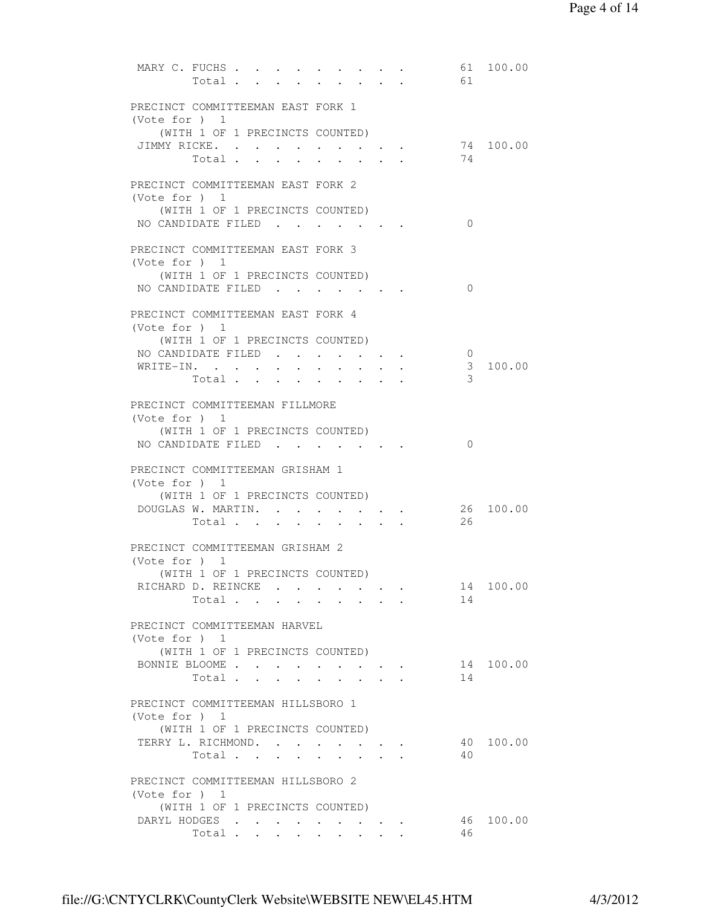| | | |
|---|---|---|
| MARY C. FUCHS | 61 | 100.00 |
| Total | 61 | |

PRECINCT COMMITTEEMAN EAST FORK 1
(Vote for ) 1
(WITH 1 OF 1 PRECINCTS COUNTED)

| | | |
|---|---|---|
| JIMMY RICKE. | 74 | 100.00 |
| Total | 74 | |

PRECINCT COMMITTEEMAN EAST FORK 2
(Vote for ) 1
(WITH 1 OF 1 PRECINCTS COUNTED)

| | | |
|---|---|---|
| NO CANDIDATE FILED | 0 | |

PRECINCT COMMITTEEMAN EAST FORK 3
(Vote for ) 1
(WITH 1 OF 1 PRECINCTS COUNTED)

| | | |
|---|---|---|
| NO CANDIDATE FILED | 0 | |

PRECINCT COMMITTEEMAN EAST FORK 4
(Vote for ) 1
(WITH 1 OF 1 PRECINCTS COUNTED)

| | | |
|---|---|---|
| NO CANDIDATE FILED | 0 | |
| WRITE-IN. | 3 | 100.00 |
| Total | 3 | |

PRECINCT COMMITTEEMAN FILLMORE
(Vote for ) 1
(WITH 1 OF 1 PRECINCTS COUNTED)

| | | |
|---|---|---|
| NO CANDIDATE FILED | 0 | |

PRECINCT COMMITTEEMAN GRISHAM 1
(Vote for ) 1
(WITH 1 OF 1 PRECINCTS COUNTED)

| | | |
|---|---|---|
| DOUGLAS W. MARTIN. | 26 | 100.00 |
| Total | 26 | |

PRECINCT COMMITTEEMAN GRISHAM 2
(Vote for ) 1
(WITH 1 OF 1 PRECINCTS COUNTED)

| | | |
|---|---|---|
| RICHARD D. REINCKE | 14 | 100.00 |
| Total | 14 | |

PRECINCT COMMITTEEMAN HARVEL
(Vote for ) 1
(WITH 1 OF 1 PRECINCTS COUNTED)

| | | |
|---|---|---|
| BONNIE BLOOME | 14 | 100.00 |
| Total | 14 | |

PRECINCT COMMITTEEMAN HILLSBORO 1
(Vote for ) 1
(WITH 1 OF 1 PRECINCTS COUNTED)

| | | |
|---|---|---|
| TERRY L. RICHMOND. | 40 | 100.00 |
| Total | 40 | |

PRECINCT COMMITTEEMAN HILLSBORO 2
(Vote for ) 1
(WITH 1 OF 1 PRECINCTS COUNTED)

| | | |
|---|---|---|
| DARYL HODGES | 46 | 100.00 |
| Total | 46 | |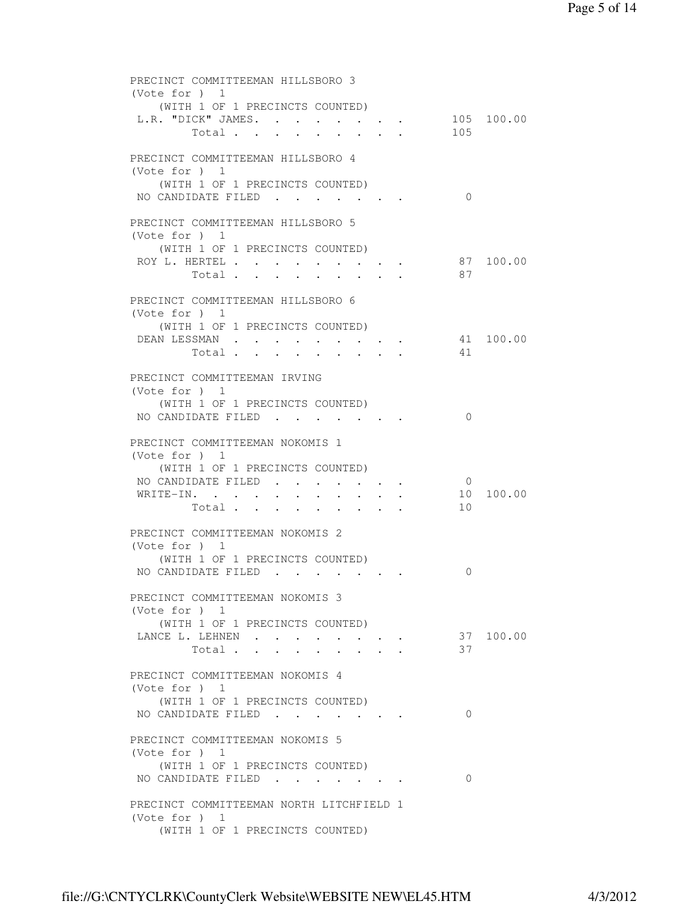PRECINCT COMMITTEEMAN HILLSBORO 3
(Vote for ) 1
(WITH 1 OF 1 PRECINCTS COUNTED)

| | | |
|---|---|---|
| L.R. "DICK" JAMES. . . . . . . . . | 105 | 100.00 |
| Total . . . . . . . . . | 105 | |

PRECINCT COMMITTEEMAN HILLSBORO 4
(Vote for ) 1
(WITH 1 OF 1 PRECINCTS COUNTED)

| | | |
|---|---|---|
| NO CANDIDATE FILED . . . . . . . . | 0 | |

PRECINCT COMMITTEEMAN HILLSBORO 5
(Vote for ) 1
(WITH 1 OF 1 PRECINCTS COUNTED)

| | | |
|---|---|---|
| ROY L. HERTEL . . . . . . . . . . | 87 | 100.00 |
| Total . . . . . . . . . | 87 | |

PRECINCT COMMITTEEMAN HILLSBORO 6
(Vote for ) 1
(WITH 1 OF 1 PRECINCTS COUNTED)

| | | |
|---|---|---|
| DEAN LESSMAN . . . . . . . . . . | 41 | 100.00 |
| Total . . . . . . . . . | 41 | |

PRECINCT COMMITTEEMAN IRVING
(Vote for ) 1
(WITH 1 OF 1 PRECINCTS COUNTED)

| | | |
|---|---|---|
| NO CANDIDATE FILED . . . . . . . . | 0 | |

PRECINCT COMMITTEEMAN NOKOMIS 1
(Vote for ) 1
(WITH 1 OF 1 PRECINCTS COUNTED)

| | | |
|---|---|---|
| NO CANDIDATE FILED . . . . . . . . | 0 | |
| WRITE-IN. . . . . . . . . . . . | 10 | 100.00 |
| Total . . . . . . . . . | 10 | |

PRECINCT COMMITTEEMAN NOKOMIS 2
(Vote for ) 1
(WITH 1 OF 1 PRECINCTS COUNTED)

| | | |
|---|---|---|
| NO CANDIDATE FILED . . . . . . . . | 0 | |

PRECINCT COMMITTEEMAN NOKOMIS 3
(Vote for ) 1
(WITH 1 OF 1 PRECINCTS COUNTED)

| | | |
|---|---|---|
| LANCE L. LEHNEN . . . . . . . . . | 37 | 100.00 |
| Total . . . . . . . . . | 37 | |

PRECINCT COMMITTEEMAN NOKOMIS 4
(Vote for ) 1
(WITH 1 OF 1 PRECINCTS COUNTED)

| | | |
|---|---|---|
| NO CANDIDATE FILED . . . . . . . . | 0 | |

PRECINCT COMMITTEEMAN NOKOMIS 5
(Vote for ) 1
(WITH 1 OF 1 PRECINCTS COUNTED)

| | | |
|---|---|---|
| NO CANDIDATE FILED . . . . . . . . | 0 | |

PRECINCT COMMITTEEMAN NORTH LITCHFIELD 1
(Vote for ) 1
(WITH 1 OF 1 PRECINCTS COUNTED)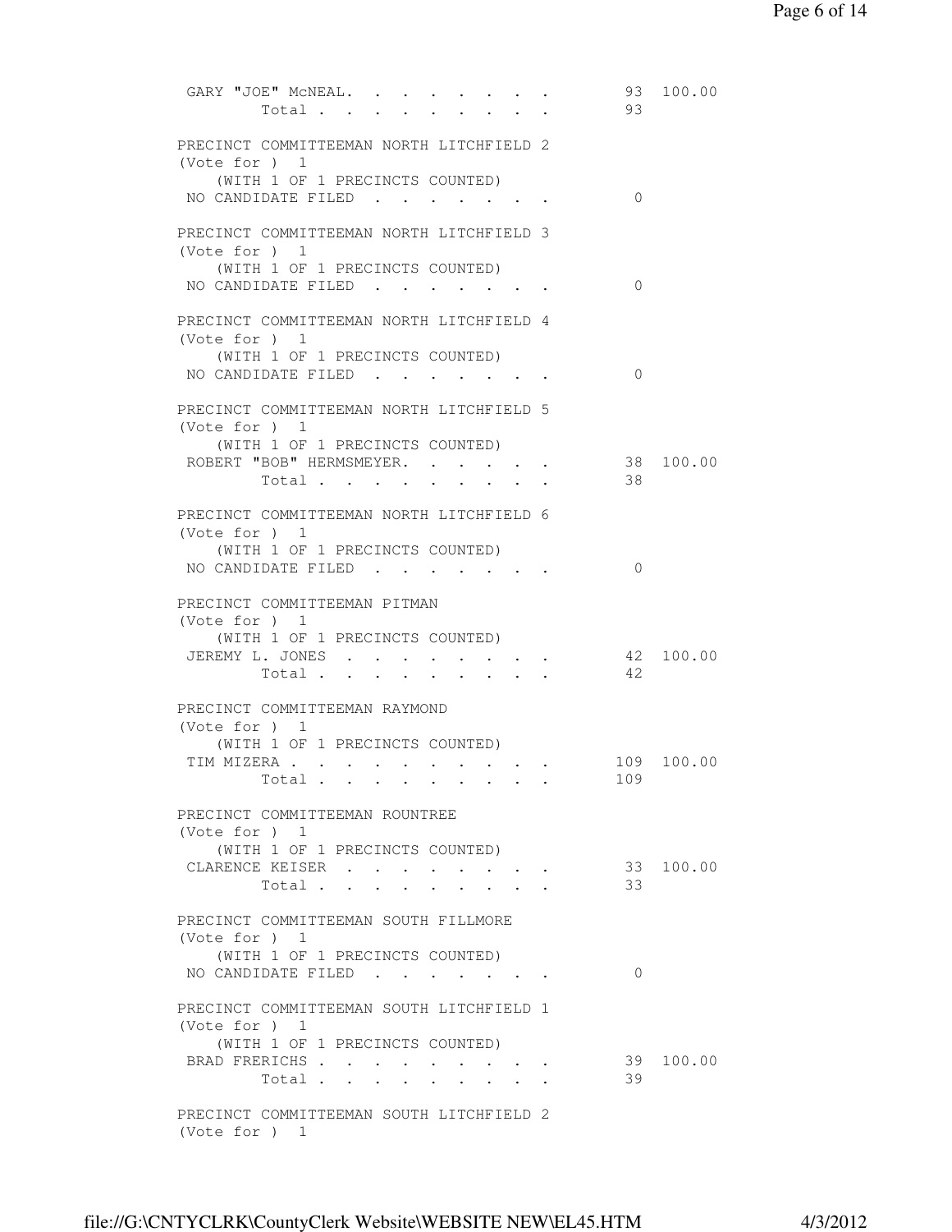GARY "JOE" McNEAL. . . . . . . . . 93 100.00
Total . . . . . . . . . . 93

PRECINCT COMMITTEEMAN NORTH LITCHFIELD 2
(Vote for ) 1
(WITH 1 OF 1 PRECINCTS COUNTED)
NO CANDIDATE FILED . . . . . . . . 0

PRECINCT COMMITTEEMAN NORTH LITCHFIELD 3
(Vote for ) 1
(WITH 1 OF 1 PRECINCTS COUNTED)
NO CANDIDATE FILED . . . . . . . . 0

PRECINCT COMMITTEEMAN NORTH LITCHFIELD 4
(Vote for ) 1
(WITH 1 OF 1 PRECINCTS COUNTED)
NO CANDIDATE FILED . . . . . . . . 0

PRECINCT COMMITTEEMAN NORTH LITCHFIELD 5
(Vote for ) 1
(WITH 1 OF 1 PRECINCTS COUNTED)
ROBERT "BOB" HERMSMEYER. . . . . . 38 100.00
Total . . . . . . . . . . 38

PRECINCT COMMITTEEMAN NORTH LITCHFIELD 6
(Vote for ) 1
(WITH 1 OF 1 PRECINCTS COUNTED)
NO CANDIDATE FILED . . . . . . . . 0

PRECINCT COMMITTEEMAN PITMAN
(Vote for ) 1
(WITH 1 OF 1 PRECINCTS COUNTED)
JEREMY L. JONES . . . . . . . . . 42 100.00
Total . . . . . . . . . . 42

PRECINCT COMMITTEEMAN RAYMOND
(Vote for ) 1
(WITH 1 OF 1 PRECINCTS COUNTED)
TIM MIZERA . . . . . . . . . . . 109 100.00
Total . . . . . . . . . . 109

PRECINCT COMMITTEEMAN ROUNTREE
(Vote for ) 1
(WITH 1 OF 1 PRECINCTS COUNTED)
CLARENCE KEISER . . . . . . . . . 33 100.00
Total . . . . . . . . . . 33

PRECINCT COMMITTEEMAN SOUTH FILLMORE
(Vote for ) 1
(WITH 1 OF 1 PRECINCTS COUNTED)
NO CANDIDATE FILED . . . . . . . . 0

PRECINCT COMMITTEEMAN SOUTH LITCHFIELD 1
(Vote for ) 1
(WITH 1 OF 1 PRECINCTS COUNTED)
BRAD FRERICHS . . . . . . . . . . 39 100.00
Total . . . . . . . . . . 39

PRECINCT COMMITTEEMAN SOUTH LITCHFIELD 2
(Vote for ) 1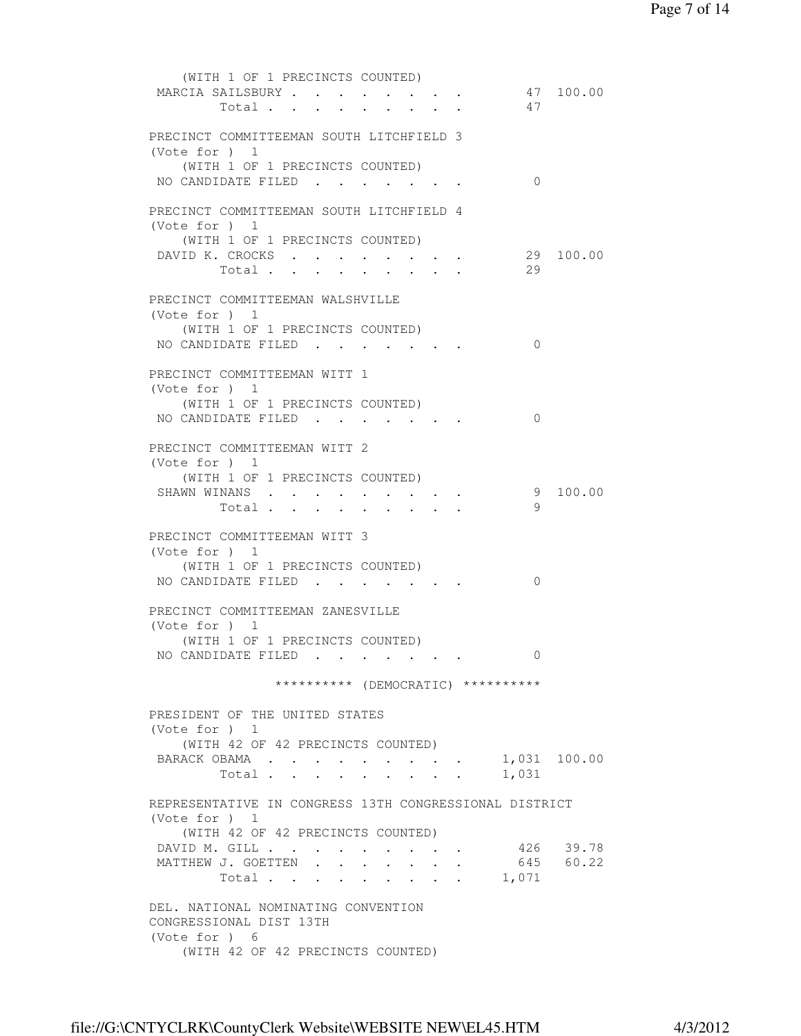(WITH 1 OF 1 PRECINCTS COUNTED)

| | Votes | Percent |
|---|---|---|
| MARCIA SAILSBURY | 47 | 100.00 |
| Total | 47 | |

PRECINCT COMMITTEEMAN SOUTH LITCHFIELD 3
(Vote for ) 1
(WITH 1 OF 1 PRECINCTS COUNTED)

| | Votes | Percent |
|---|---|---|
| NO CANDIDATE FILED | 0 | |

PRECINCT COMMITTEEMAN SOUTH LITCHFIELD 4
(Vote for ) 1
(WITH 1 OF 1 PRECINCTS COUNTED)

| | Votes | Percent |
|---|---|---|
| DAVID K. CROCKS | 29 | 100.00 |
| Total | 29 | |

PRECINCT COMMITTEEMAN WALSHVILLE
(Vote for ) 1
(WITH 1 OF 1 PRECINCTS COUNTED)

| | Votes | Percent |
|---|---|---|
| NO CANDIDATE FILED | 0 | |

PRECINCT COMMITTEEMAN WITT 1
(Vote for ) 1
(WITH 1 OF 1 PRECINCTS COUNTED)

| | Votes | Percent |
|---|---|---|
| NO CANDIDATE FILED | 0 | |

PRECINCT COMMITTEEMAN WITT 2
(Vote for ) 1
(WITH 1 OF 1 PRECINCTS COUNTED)

| | Votes | Percent |
|---|---|---|
| SHAWN WINANS | 9 | 100.00 |
| Total | 9 | |

PRECINCT COMMITTEEMAN WITT 3
(Vote for ) 1
(WITH 1 OF 1 PRECINCTS COUNTED)

| | Votes | Percent |
|---|---|---|
| NO CANDIDATE FILED | 0 | |

PRECINCT COMMITTEEMAN ZANESVILLE
(Vote for ) 1
(WITH 1 OF 1 PRECINCTS COUNTED)

| | Votes | Percent |
|---|---|---|
| NO CANDIDATE FILED | 0 | |

********** (DEMOCRATIC) **********

PRESIDENT OF THE UNITED STATES
(Vote for ) 1
(WITH 42 OF 42 PRECINCTS COUNTED)

| | Votes | Percent |
|---|---|---|
| BARACK OBAMA | 1,031 | 100.00 |
| Total | 1,031 | |

REPRESENTATIVE IN CONGRESS 13TH CONGRESSIONAL DISTRICT
(Vote for ) 1
(WITH 42 OF 42 PRECINCTS COUNTED)

| | Votes | Percent |
|---|---|---|
| DAVID M. GILL | 426 | 39.78 |
| MATTHEW J. GOETTEN | 645 | 60.22 |
| Total | 1,071 | |

DEL. NATIONAL NOMINATING CONVENTION
CONGRESSIONAL DIST 13TH
(Vote for ) 6
(WITH 42 OF 42 PRECINCTS COUNTED)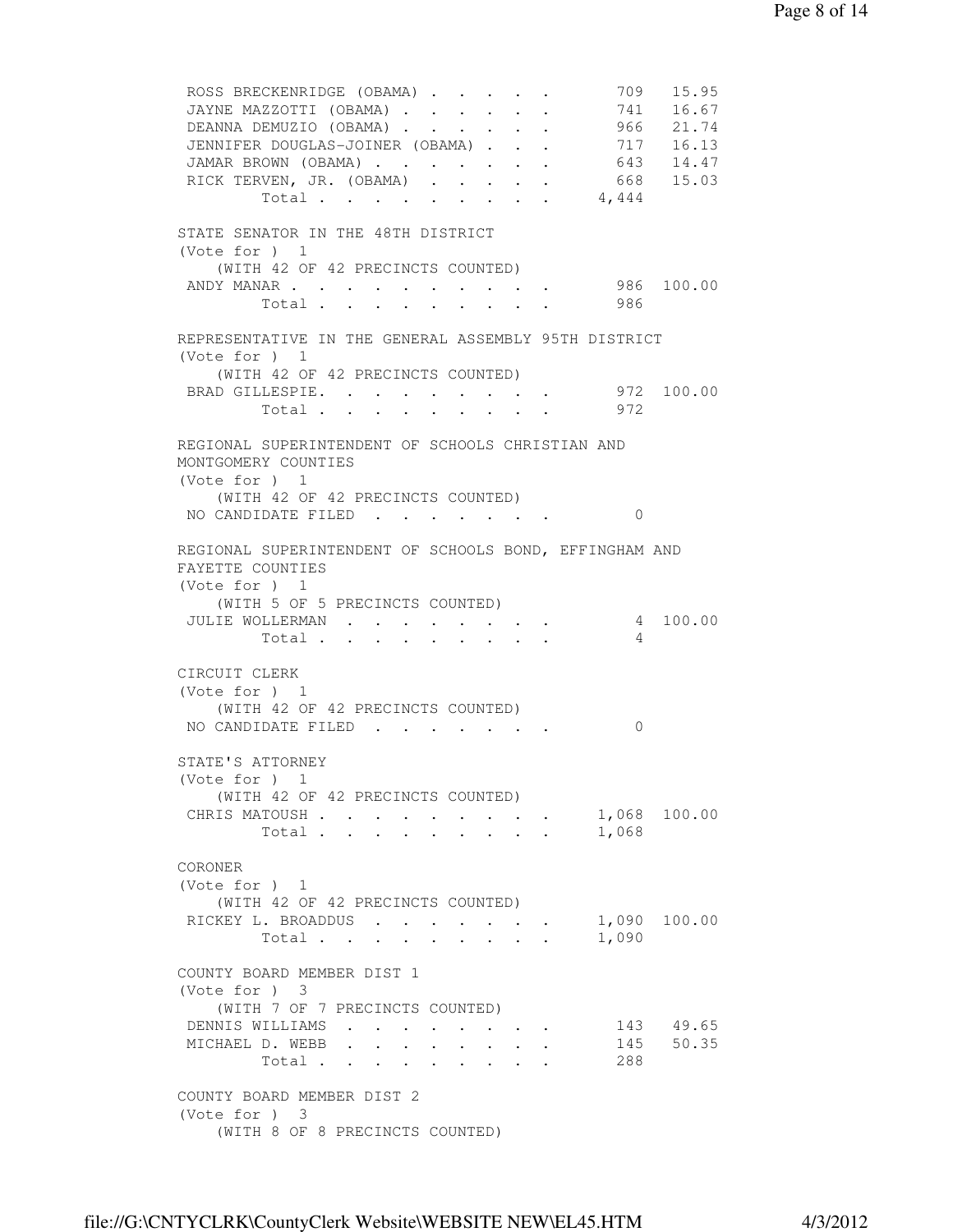| | | |
|---|---|---|
| ROSS BRECKENRIDGE (OBAMA) | 709 | 15.95 |
| JAYNE MAZZOTTI (OBAMA) | 741 | 16.67 |
| DEANNA DEMUZIO (OBAMA) | 966 | 21.74 |
| JENNIFER DOUGLAS-JOINER (OBAMA) | 717 | 16.13 |
| JAMAR BROWN (OBAMA) | 643 | 14.47 |
| RICK TERVEN, JR. (OBAMA) | 668 | 15.03 |
| Total | 4,444 | |

STATE SENATOR IN THE 48TH DISTRICT
(Vote for ) 1
(WITH 42 OF 42 PRECINCTS COUNTED)

| | | |
|---|---|---|
| ANDY MANAR | 986 | 100.00 |
| Total | 986 | |

REPRESENTATIVE IN THE GENERAL ASSEMBLY 95TH DISTRICT
(Vote for ) 1
(WITH 42 OF 42 PRECINCTS COUNTED)

| | | |
|---|---|---|
| BRAD GILLESPIE. | 972 | 100.00 |
| Total | 972 | |

REGIONAL SUPERINTENDENT OF SCHOOLS CHRISTIAN AND MONTGOMERY COUNTIES
(Vote for ) 1
(WITH 42 OF 42 PRECINCTS COUNTED)

| | | |
|---|---|---|
| NO CANDIDATE FILED | 0 | |

REGIONAL SUPERINTENDENT OF SCHOOLS BOND, EFFINGHAM AND FAYETTE COUNTIES
(Vote for ) 1
(WITH 5 OF 5 PRECINCTS COUNTED)

| | | |
|---|---|---|
| JULIE WOLLERMAN | 4 | 100.00 |
| Total | 4 | |

CIRCUIT CLERK
(Vote for ) 1
(WITH 42 OF 42 PRECINCTS COUNTED)

| | | |
|---|---|---|
| NO CANDIDATE FILED | 0 | |

STATE'S ATTORNEY
(Vote for ) 1
(WITH 42 OF 42 PRECINCTS COUNTED)

| | | |
|---|---|---|
| CHRIS MATOUSH | 1,068 | 100.00 |
| Total | 1,068 | |

CORONER
(Vote for ) 1
(WITH 42 OF 42 PRECINCTS COUNTED)

| | | |
|---|---|---|
| RICKEY L. BROADDUS | 1,090 | 100.00 |
| Total | 1,090 | |

COUNTY BOARD MEMBER DIST 1
(Vote for ) 3
(WITH 7 OF 7 PRECINCTS COUNTED)

| | | |
|---|---|---|
| DENNIS WILLIAMS | 143 | 49.65 |
| MICHAEL D. WEBB | 145 | 50.35 |
| Total | 288 | |

COUNTY BOARD MEMBER DIST 2
(Vote for ) 3
(WITH 8 OF 8 PRECINCTS COUNTED)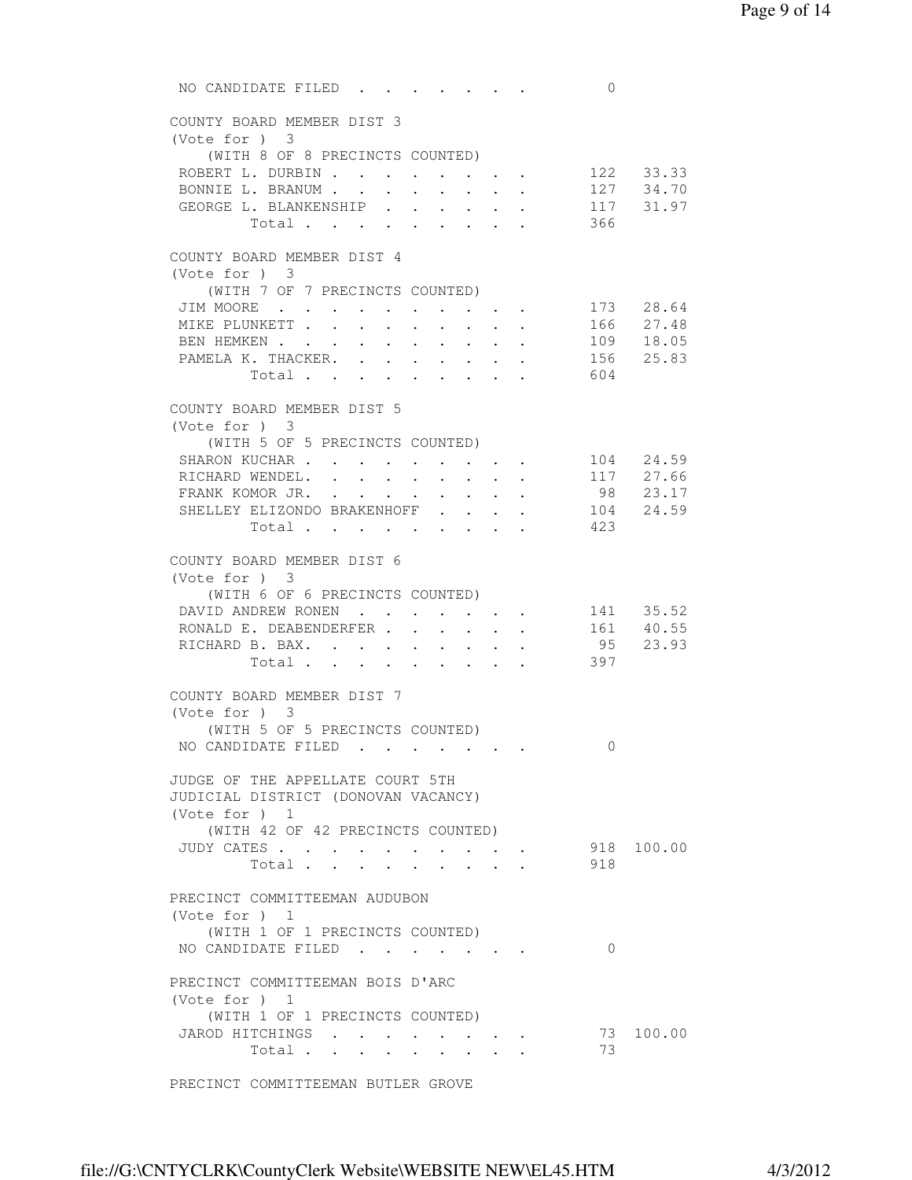NO CANDIDATE FILED . . . . . . . . 0

## COUNTY BOARD MEMBER DIST 3

(Vote for ) 3

(WITH 8 OF 8 PRECINCTS COUNTED)

| Candidate | Votes | Percent |
|---|---|---|
| ROBERT L. DURBIN | 122 | 33.33 |
| BONNIE L. BRANUM | 127 | 34.70 |
| GEORGE L. BLANKENSHIP | 117 | 31.97 |
| Total | 366 | |

## COUNTY BOARD MEMBER DIST 4

(Vote for ) 3

(WITH 7 OF 7 PRECINCTS COUNTED)

| Candidate | Votes | Percent |
|---|---|---|
| JIM MOORE | 173 | 28.64 |
| MIKE PLUNKETT | 166 | 27.48 |
| BEN HEMKEN | 109 | 18.05 |
| PAMELA K. THACKER. | 156 | 25.83 |
| Total | 604 | |

## COUNTY BOARD MEMBER DIST 5

(Vote for ) 3

(WITH 5 OF 5 PRECINCTS COUNTED)

| Candidate | Votes | Percent |
|---|---|---|
| SHARON KUCHAR | 104 | 24.59 |
| RICHARD WENDEL. | 117 | 27.66 |
| FRANK KOMOR JR. | 98 | 23.17 |
| SHELLEY ELIZONDO BRAKENHOFF | 104 | 24.59 |
| Total | 423 | |

## COUNTY BOARD MEMBER DIST 6

(Vote for ) 3

(WITH 6 OF 6 PRECINCTS COUNTED)

| Candidate | Votes | Percent |
|---|---|---|
| DAVID ANDREW RONEN | 141 | 35.52 |
| RONALD E. DEABENDERFER | 161 | 40.55 |
| RICHARD B. BAX. | 95 | 23.93 |
| Total | 397 | |

## COUNTY BOARD MEMBER DIST 7

(Vote for ) 3

(WITH 5 OF 5 PRECINCTS COUNTED)

NO CANDIDATE FILED . . . . . . . . 0

## JUDGE OF THE APPELLATE COURT 5TH JUDICIAL DISTRICT (DONOVAN VACANCY)

(Vote for ) 1

(WITH 42 OF 42 PRECINCTS COUNTED)

| Candidate | Votes | Percent |
|---|---|---|
| JUDY CATES | 918 | 100.00 |
| Total | 918 | |

## PRECINCT COMMITTEEMAN AUDUBON

(Vote for ) 1

(WITH 1 OF 1 PRECINCTS COUNTED)

NO CANDIDATE FILED . . . . . . . . 0

## PRECINCT COMMITTEEMAN BOIS D'ARC

(Vote for ) 1

(WITH 1 OF 1 PRECINCTS COUNTED)

| Candidate | Votes | Percent |
|---|---|---|
| JAROD HITCHINGS | 73 | 100.00 |
| Total | 73 | |

## PRECINCT COMMITTEEMAN BUTLER GROVE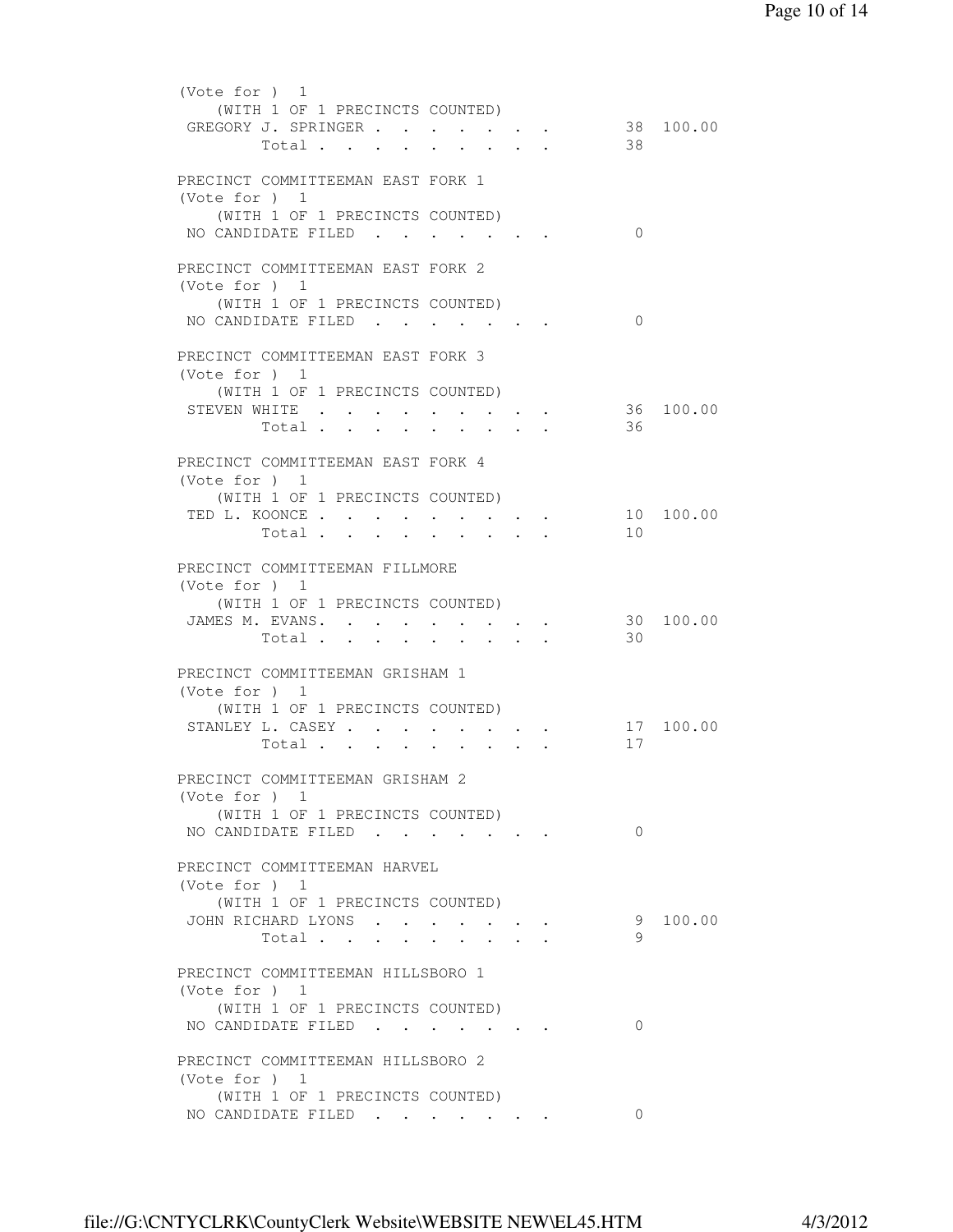(Vote for ) 1
(WITH 1 OF 1 PRECINCTS COUNTED)

| | | |
|---|---|---|
| GREGORY J. SPRINGER | 38 | 100.00 |
| Total | 38 | |

PRECINCT COMMITTEEMAN EAST FORK 1
(Vote for ) 1
(WITH 1 OF 1 PRECINCTS COUNTED)

| | | |
|---|---|---|
| NO CANDIDATE FILED | 0 | |

PRECINCT COMMITTEEMAN EAST FORK 2
(Vote for ) 1
(WITH 1 OF 1 PRECINCTS COUNTED)

| | | |
|---|---|---|
| NO CANDIDATE FILED | 0 | |

PRECINCT COMMITTEEMAN EAST FORK 3
(Vote for ) 1
(WITH 1 OF 1 PRECINCTS COUNTED)

| | | |
|---|---|---|
| STEVEN WHITE | 36 | 100.00 |
| Total | 36 | |

PRECINCT COMMITTEEMAN EAST FORK 4
(Vote for ) 1
(WITH 1 OF 1 PRECINCTS COUNTED)

| | | |
|---|---|---|
| TED L. KOONCE | 10 | 100.00 |
| Total | 10 | |

PRECINCT COMMITTEEMAN FILLMORE
(Vote for ) 1
(WITH 1 OF 1 PRECINCTS COUNTED)

| | | |
|---|---|---|
| JAMES M. EVANS. | 30 | 100.00 |
| Total | 30 | |

PRECINCT COMMITTEEMAN GRISHAM 1
(Vote for ) 1
(WITH 1 OF 1 PRECINCTS COUNTED)

| | | |
|---|---|---|
| STANLEY L. CASEY | 17 | 100.00 |
| Total | 17 | |

PRECINCT COMMITTEEMAN GRISHAM 2
(Vote for ) 1
(WITH 1 OF 1 PRECINCTS COUNTED)

| | | |
|---|---|---|
| NO CANDIDATE FILED | 0 | |

PRECINCT COMMITTEEMAN HARVEL
(Vote for ) 1
(WITH 1 OF 1 PRECINCTS COUNTED)

| | | |
|---|---|---|
| JOHN RICHARD LYONS | 9 | 100.00 |
| Total | 9 | |

PRECINCT COMMITTEEMAN HILLSBORO 1
(Vote for ) 1
(WITH 1 OF 1 PRECINCTS COUNTED)

| | | |
|---|---|---|
| NO CANDIDATE FILED | 0 | |

PRECINCT COMMITTEEMAN HILLSBORO 2
(Vote for ) 1
(WITH 1 OF 1 PRECINCTS COUNTED)

| | | |
|---|---|---|
| NO CANDIDATE FILED | 0 | |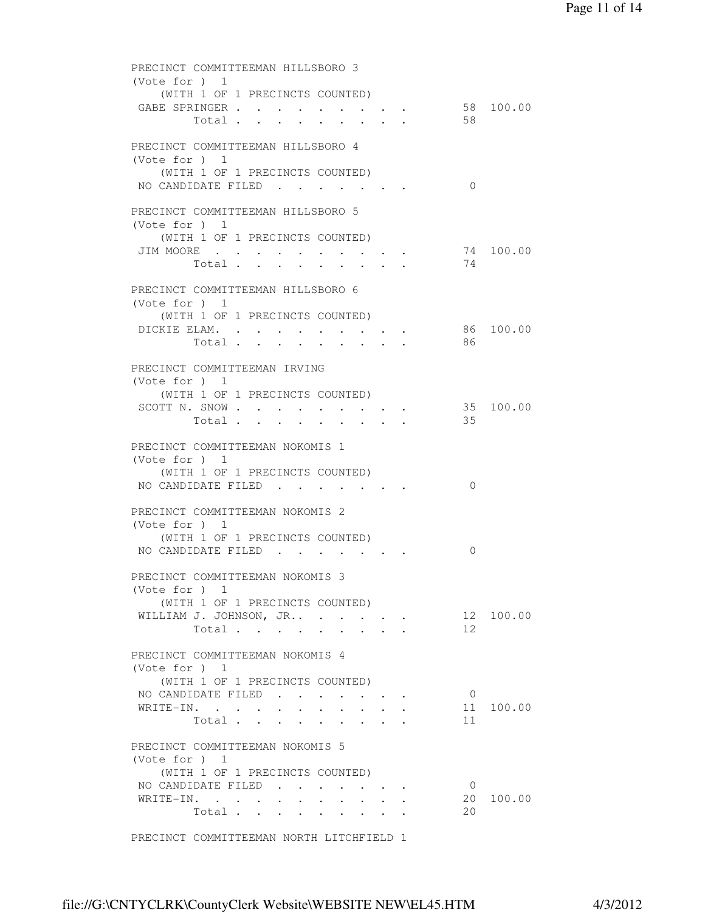PRECINCT COMMITTEEMAN HILLSBORO 3
(Vote for ) 1
(WITH 1 OF 1 PRECINCTS COUNTED)

| | | |
|---|---|---|
| GABE SPRINGER | 58 | 100.00 |
| Total | 58 | |

PRECINCT COMMITTEEMAN HILLSBORO 4
(Vote for ) 1
(WITH 1 OF 1 PRECINCTS COUNTED)

| | | |
|---|---|---|
| NO CANDIDATE FILED | 0 | |

PRECINCT COMMITTEEMAN HILLSBORO 5
(Vote for ) 1
(WITH 1 OF 1 PRECINCTS COUNTED)

| | | |
|---|---|---|
| JIM MOORE | 74 | 100.00 |
| Total | 74 | |

PRECINCT COMMITTEEMAN HILLSBORO 6
(Vote for ) 1
(WITH 1 OF 1 PRECINCTS COUNTED)

| | | |
|---|---|---|
| DICKIE ELAM. | 86 | 100.00 |
| Total | 86 | |

PRECINCT COMMITTEEMAN IRVING
(Vote for ) 1
(WITH 1 OF 1 PRECINCTS COUNTED)

| | | |
|---|---|---|
| SCOTT N. SNOW | 35 | 100.00 |
| Total | 35 | |

PRECINCT COMMITTEEMAN NOKOMIS 1
(Vote for ) 1
(WITH 1 OF 1 PRECINCTS COUNTED)

| | | |
|---|---|---|
| NO CANDIDATE FILED | 0 | |

PRECINCT COMMITTEEMAN NOKOMIS 2
(Vote for ) 1
(WITH 1 OF 1 PRECINCTS COUNTED)

| | | |
|---|---|---|
| NO CANDIDATE FILED | 0 | |

PRECINCT COMMITTEEMAN NOKOMIS 3
(Vote for ) 1
(WITH 1 OF 1 PRECINCTS COUNTED)

| | | |
|---|---|---|
| WILLIAM J. JOHNSON, JR.. | 12 | 100.00 |
| Total | 12 | |

PRECINCT COMMITTEEMAN NOKOMIS 4
(Vote for ) 1
(WITH 1 OF 1 PRECINCTS COUNTED)

| | | |
|---|---|---|
| NO CANDIDATE FILED | 0 | |
| WRITE-IN. | 11 | 100.00 |
| Total | 11 | |

PRECINCT COMMITTEEMAN NOKOMIS 5
(Vote for ) 1
(WITH 1 OF 1 PRECINCTS COUNTED)

| | | |
|---|---|---|
| NO CANDIDATE FILED | 0 | |
| WRITE-IN. | 20 | 100.00 |
| Total | 20 | |

PRECINCT COMMITTEEMAN NORTH LITCHFIELD 1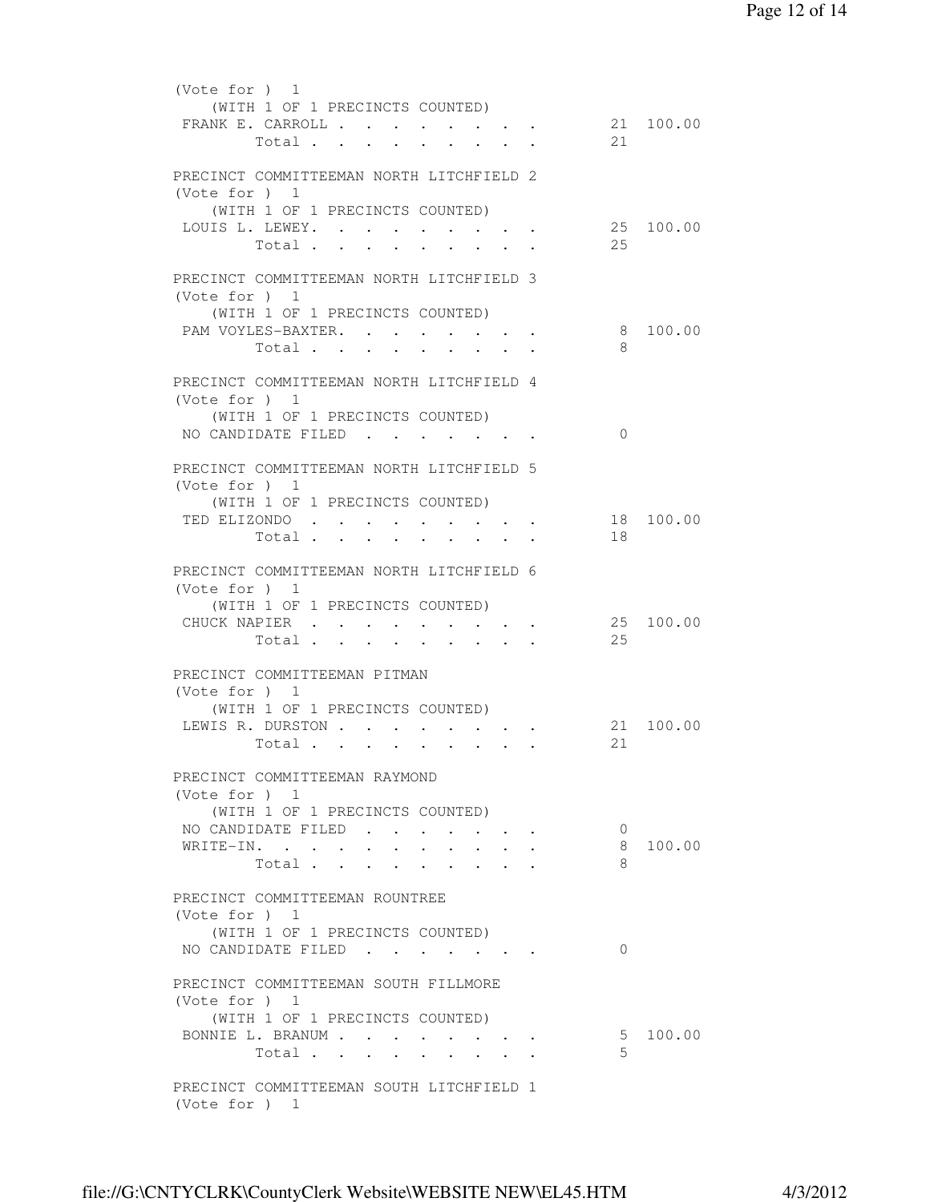(Vote for ) 1
(WITH 1 OF 1 PRECINCTS COUNTED)

| | Votes | Percent |
|---|---|---|
| FRANK E. CARROLL | 21 | 100.00 |
| Total | 21 | |

PRECINCT COMMITTEEMAN NORTH LITCHFIELD 2
(Vote for ) 1
(WITH 1 OF 1 PRECINCTS COUNTED)

| | Votes | Percent |
|---|---|---|
| LOUIS L. LEWEY | 25 | 100.00 |
| Total | 25 | |

PRECINCT COMMITTEEMAN NORTH LITCHFIELD 3
(Vote for ) 1
(WITH 1 OF 1 PRECINCTS COUNTED)

| | Votes | Percent |
|---|---|---|
| PAM VOYLES-BAXTER | 8 | 100.00 |
| Total | 8 | |

PRECINCT COMMITTEEMAN NORTH LITCHFIELD 4
(Vote for ) 1
(WITH 1 OF 1 PRECINCTS COUNTED)

| | Votes | Percent |
|---|---|---|
| NO CANDIDATE FILED | 0 | |

PRECINCT COMMITTEEMAN NORTH LITCHFIELD 5
(Vote for ) 1
(WITH 1 OF 1 PRECINCTS COUNTED)

| | Votes | Percent |
|---|---|---|
| TED ELIZONDO | 18 | 100.00 |
| Total | 18 | |

PRECINCT COMMITTEEMAN NORTH LITCHFIELD 6
(Vote for ) 1
(WITH 1 OF 1 PRECINCTS COUNTED)

| | Votes | Percent |
|---|---|---|
| CHUCK NAPIER | 25 | 100.00 |
| Total | 25 | |

PRECINCT COMMITTEEMAN PITMAN
(Vote for ) 1
(WITH 1 OF 1 PRECINCTS COUNTED)

| | Votes | Percent |
|---|---|---|
| LEWIS R. DURSTON | 21 | 100.00 |
| Total | 21 | |

PRECINCT COMMITTEEMAN RAYMOND
(Vote for ) 1
(WITH 1 OF 1 PRECINCTS COUNTED)

| | Votes | Percent |
|---|---|---|
| NO CANDIDATE FILED | 0 | |
| WRITE-IN | 8 | 100.00 |
| Total | 8 | |

PRECINCT COMMITTEEMAN ROUNTREE
(Vote for ) 1
(WITH 1 OF 1 PRECINCTS COUNTED)

| | Votes | Percent |
|---|---|---|
| NO CANDIDATE FILED | 0 | |

PRECINCT COMMITTEEMAN SOUTH FILLMORE
(Vote for ) 1
(WITH 1 OF 1 PRECINCTS COUNTED)

| | Votes | Percent |
|---|---|---|
| BONNIE L. BRANUM | 5 | 100.00 |
| Total | 5 | |

PRECINCT COMMITTEEMAN SOUTH LITCHFIELD 1
(Vote for ) 1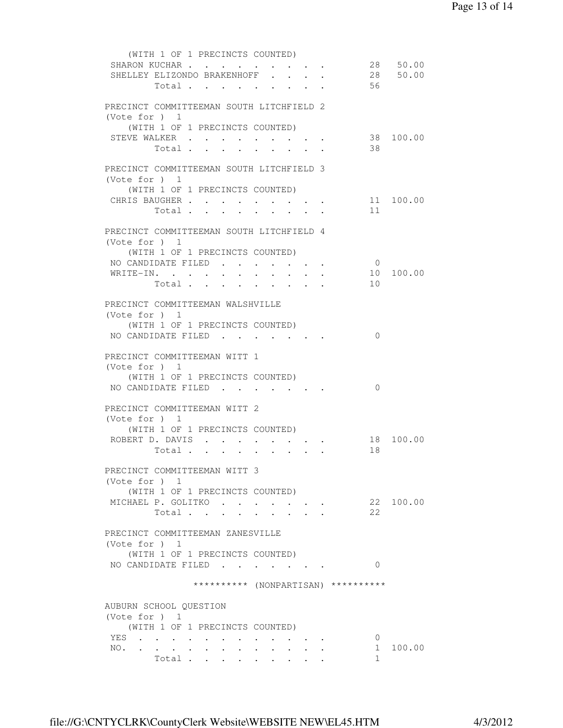(WITH 1 OF 1 PRECINCTS COUNTED)

| | | |
|---|---|---|
| SHARON KUCHAR | 28 | 50.00 |
| SHELLEY ELIZONDO BRAKENHOFF | 28 | 50.00 |
| Total | 56 | |

PRECINCT COMMITTEEMAN SOUTH LITCHFIELD 2
(Vote for ) 1
(WITH 1 OF 1 PRECINCTS COUNTED)

| | | |
|---|---|---|
| STEVE WALKER | 38 | 100.00 |
| Total | 38 | |

PRECINCT COMMITTEEMAN SOUTH LITCHFIELD 3
(Vote for ) 1
(WITH 1 OF 1 PRECINCTS COUNTED)

| | | |
|---|---|---|
| CHRIS BAUGHER | 11 | 100.00 |
| Total | 11 | |

PRECINCT COMMITTEEMAN SOUTH LITCHFIELD 4
(Vote for ) 1
(WITH 1 OF 1 PRECINCTS COUNTED)

| | | |
|---|---|---|
| NO CANDIDATE FILED | 0 | |
| WRITE-IN. | 10 | 100.00 |
| Total | 10 | |

PRECINCT COMMITTEEMAN WALSHVILLE
(Vote for ) 1
(WITH 1 OF 1 PRECINCTS COUNTED)

| | | |
|---|---|---|
| NO CANDIDATE FILED | 0 | |

PRECINCT COMMITTEEMAN WITT 1
(Vote for ) 1
(WITH 1 OF 1 PRECINCTS COUNTED)

| | | |
|---|---|---|
| NO CANDIDATE FILED | 0 | |

PRECINCT COMMITTEEMAN WITT 2
(Vote for ) 1
(WITH 1 OF 1 PRECINCTS COUNTED)

| | | |
|---|---|---|
| ROBERT D. DAVIS | 18 | 100.00 |
| Total | 18 | |

PRECINCT COMMITTEEMAN WITT 3
(Vote for ) 1
(WITH 1 OF 1 PRECINCTS COUNTED)

| | | |
|---|---|---|
| MICHAEL P. GOLITKO | 22 | 100.00 |
| Total | 22 | |

PRECINCT COMMITTEEMAN ZANESVILLE
(Vote for ) 1
(WITH 1 OF 1 PRECINCTS COUNTED)

| | | |
|---|---|---|
| NO CANDIDATE FILED | 0 | |

********** (NONPARTISAN) **********

AUBURN SCHOOL QUESTION
(Vote for ) 1
(WITH 1 OF 1 PRECINCTS COUNTED)

| | | |
|---|---|---|
| YES | 0 | |
| NO. | 1 | 100.00 |
| Total | 1 | |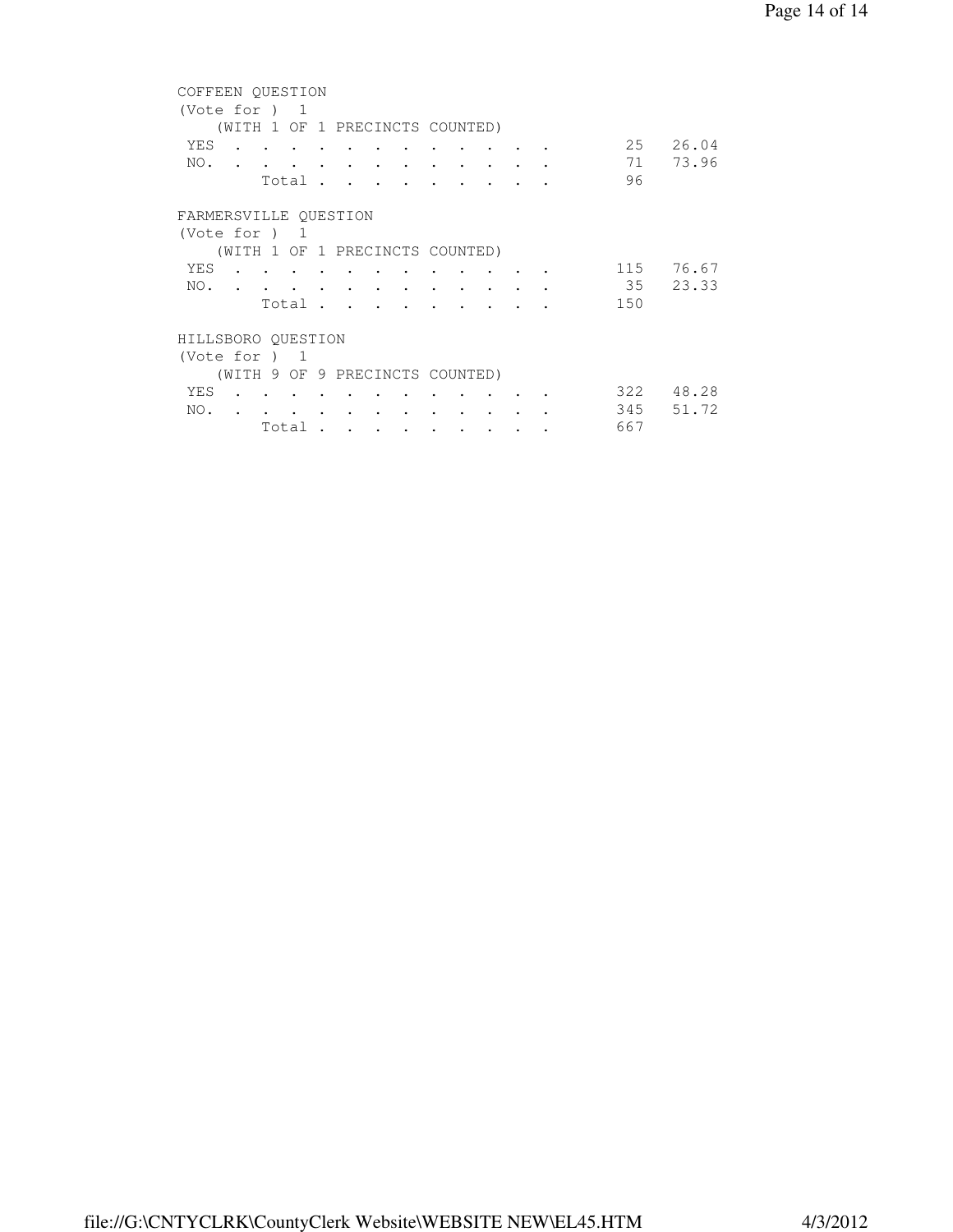COFFEEN QUESTION
(Vote for ) 1
(WITH 1 OF 1 PRECINCTS COUNTED)

| | | |
|---|---|---|
| YES | 25 | 26.04 |
| NO. | 71 | 73.96 |
| Total | 96 | |

FARMERSVILLE QUESTION
(Vote for ) 1
(WITH 1 OF 1 PRECINCTS COUNTED)

| | | |
|---|---|---|
| YES | 115 | 76.67 |
| NO. | 35 | 23.33 |
| Total | 150 | |

HILLSBORO QUESTION
(Vote for ) 1
(WITH 9 OF 9 PRECINCTS COUNTED)

| | | |
|---|---|---|
| YES | 322 | 48.28 |
| NO. | 345 | 51.72 |
| Total | 667 | |